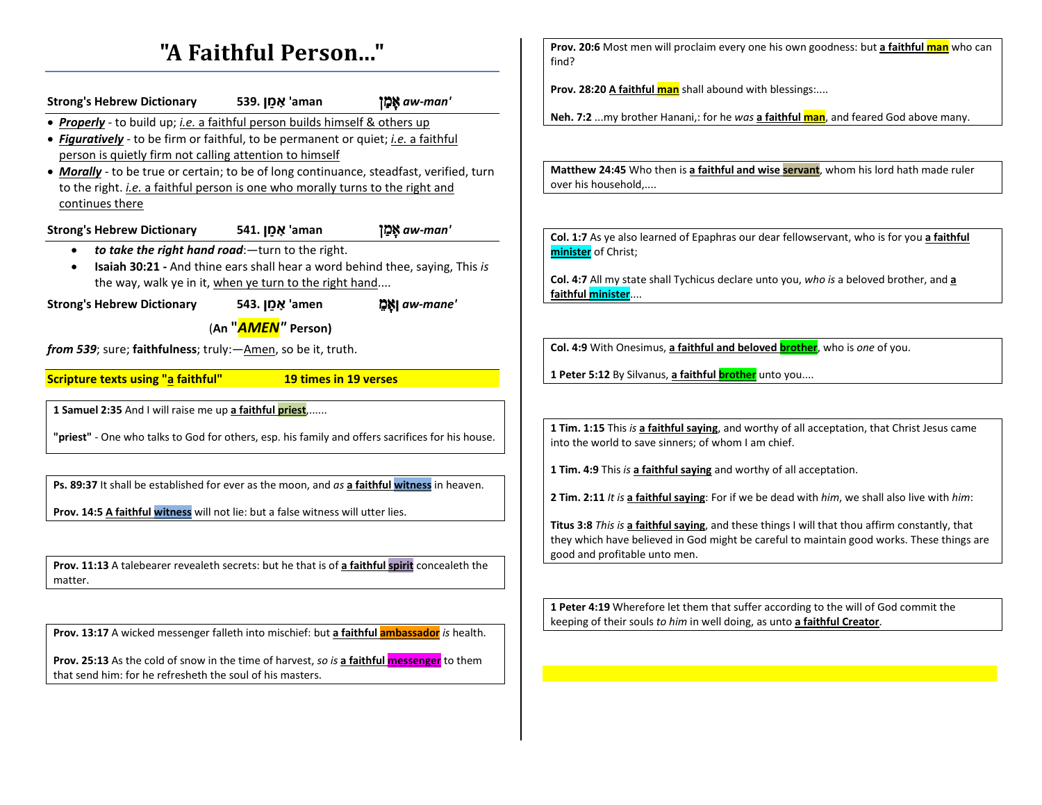# "A Faithful Person..."

**Strong's Hebrew Dictionary** **539. אָמַן 'aman** **אָמַן *aw-man'***

- ***Properly*** - to build up; *i.e.* a faithful person builds himself & others up
- ***Figuratively*** - to be firm or faithful, to be permanent or quiet; *i.e.* a faithful person is quietly firm not calling attention to himself
- ***Morally*** - to be true or certain; to be of long continuance, steadfast, verified, turn to the right. *i.e.* a faithful person is one who morally turns to the right and continues there

**Strong's Hebrew Dictionary** **541. אָמַן 'aman** **אָמַן *aw-man'***

- ***to take the right hand road***:—turn to the right.
- **Isaiah 30:21 -** And thine ears shall hear a word behind thee, saying, This *is* the way, walk ye in it, when ye turn to the right hand....

**Strong's Hebrew Dictionary** **543. אָמֵן 'amen** **אָמֵן *aw-mane'***

**(An "*AMEN*" Person)**

***from 539***; sure; **faithfulness**; truly:—Amen, so be it, truth.

**Scripture texts using "a faithful"** **19 times in 19 verses**

**1 Samuel 2:35** And I will raise me up **a faithful priest**,......

**"priest"** - One who talks to God for others, esp. his family and offers sacrifices for his house.

**Ps. 89:37** It shall be established for ever as the moon, and *as* **a faithful witness** in heaven.

**Prov. 14:5** **A faithful witness** will not lie: but a false witness will utter lies.

**Prov. 11:13** A talebearer revealeth secrets: but he that is of **a faithful spirit** concealeth the matter.

**Prov. 13:17** A wicked messenger falleth into mischief: but **a faithful ambassador** *is* health.

**Prov. 25:13** As the cold of snow in the time of harvest, *so is* **a faithful messenger** to them that send him: for he refresheth the soul of his masters.

**Prov. 20:6** Most men will proclaim every one his own goodness: but **a faithful man** who can find?

**Prov. 28:20** **A faithful man** shall abound with blessings:....

**Neh. 7:2** ...my brother Hanani,: for he *was* **a faithful man**, and feared God above many.

**Matthew 24:45** Who then is **a faithful and wise servant**, whom his lord hath made ruler over his household,....

**Col. 1:7** As ye also learned of Epaphras our dear fellowservant, who is for you **a faithful minister** of Christ;

**Col. 4:7** All my state shall Tychicus declare unto you, *who is* a beloved brother, and **a faithful minister**....

**Col. 4:9** With Onesimus, **a faithful and beloved brother**, who is *one* of you.

**1 Peter 5:12** By Silvanus, **a faithful brother** unto you....

**1 Tim. 1:15** This *is* **a faithful saying**, and worthy of all acceptation, that Christ Jesus came into the world to save sinners; of whom I am chief.

**1 Tim. 4:9** This *is* **a faithful saying** and worthy of all acceptation.

**2 Tim. 2:11** *It is* **a faithful saying**: For if we be dead with *him*, we shall also live with *him*:

**Titus 3:8** *This is* **a faithful saying**, and these things I will that thou affirm constantly, that they which have believed in God might be careful to maintain good works. These things are good and profitable unto men.

**1 Peter 4:19** Wherefore let them that suffer according to the will of God commit the keeping of their souls *to him* in well doing, as unto **a faithful Creator**.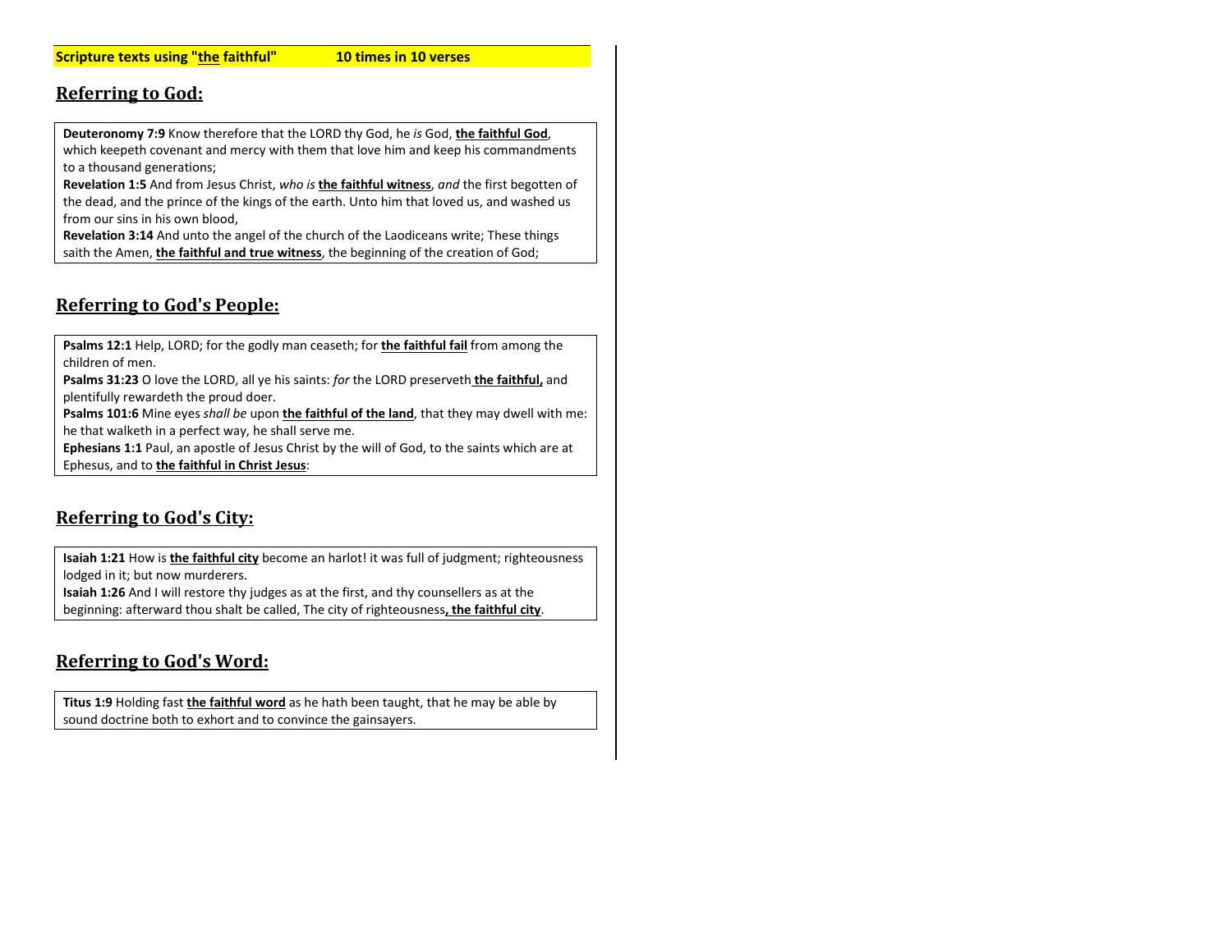**Scripture texts using "<u>the</u> faithful"** **10 times in 10 verses**

## <u>Referring to God:</u>

**Deuteronomy 7:9** Know therefore that the LORD thy God, he *is* God, **<u>the faithful God</u>**, which keepeth covenant and mercy with them that love him and keep his commandments to a thousand generations;
**Revelation 1:5** And from Jesus Christ, *who is* **<u>the faithful witness</u>**, *and* the first begotten of the dead, and the prince of the kings of the earth. Unto him that loved us, and washed us from our sins in his own blood,
**Revelation 3:14** And unto the angel of the church of the Laodiceans write; These things saith the Amen, **<u>the faithful and true witness</u>**, the beginning of the creation of God;

## <u>Referring to God's People:</u>

**Psalms 12:1** Help, LORD; for the godly man ceaseth; for **<u>the faithful fail</u>** from among the children of men.
**Psalms 31:23** O love the LORD, all ye his saints: *for* the LORD preserveth **<u>the faithful,</u>** and plentifully rewardeth the proud doer.
**Psalms 101:6** Mine eyes *shall be* upon **<u>the faithful of the land</u>**, that they may dwell with me: he that walketh in a perfect way, he shall serve me.
**Ephesians 1:1** Paul, an apostle of Jesus Christ by the will of God, to the saints which are at Ephesus, and to **<u>the faithful in Christ Jesus</u>**:

## <u>Referring to God's City:</u>

**Isaiah 1:21** How is **<u>the faithful city</u>** become an harlot! it was full of judgment; righteousness lodged in it; but now murderers.
**Isaiah 1:26** And I will restore thy judges as at the first, and thy counsellers as at the beginning: afterward thou shalt be called, The city of righteousness**<u>, the faithful city</u>**.

## <u>Referring to God's Word:</u>

**Titus 1:9** Holding fast **<u>the faithful word</u>** as he hath been taught, that he may be able by sound doctrine both to exhort and to convince the gainsayers.